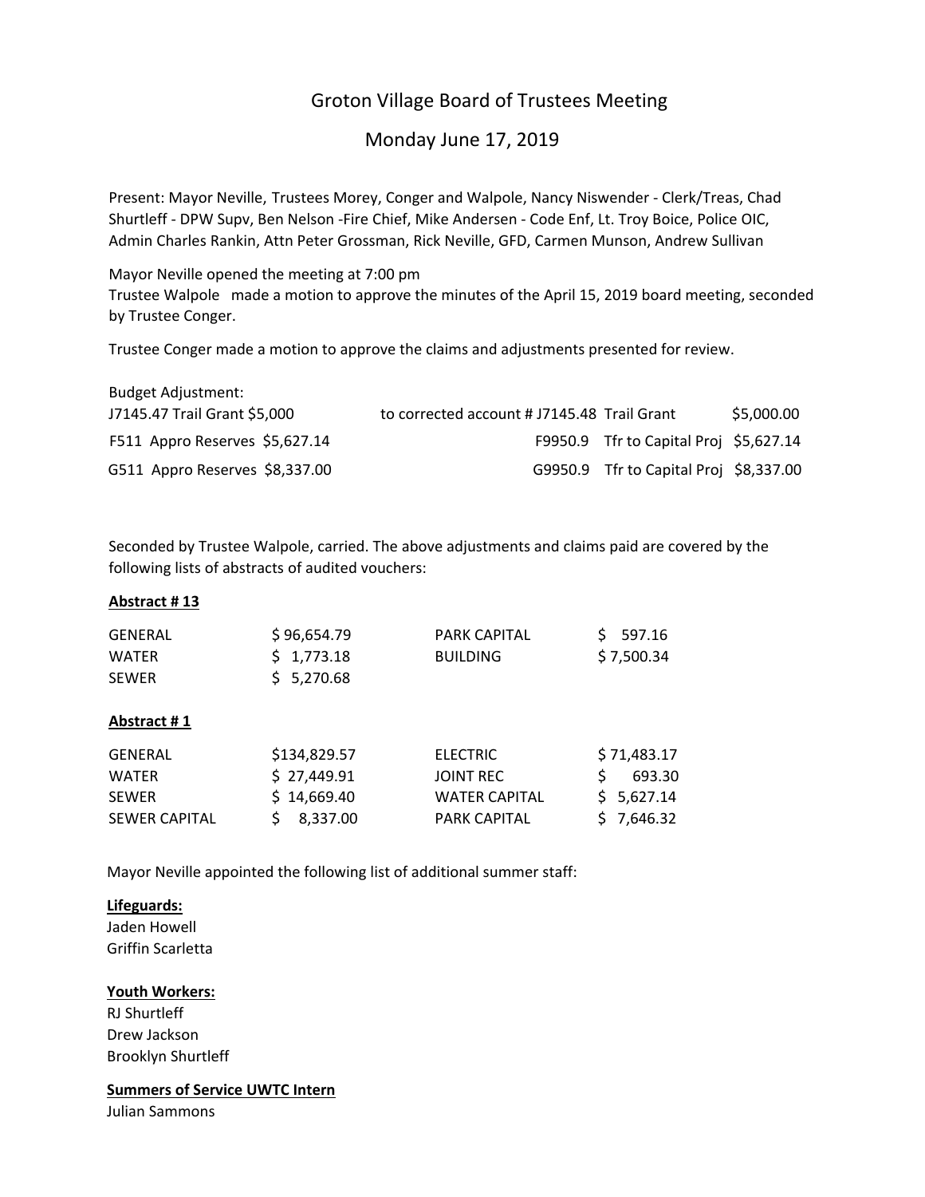# Groton Village Board of Trustees Meeting

## Monday June 17, 2019

Present: Mayor Neville, Trustees Morey, Conger and Walpole, Nancy Niswender - Clerk/Treas, Chad Shurtleff - DPW Supv, Ben Nelson -Fire Chief, Mike Andersen - Code Enf, Lt. Troy Boice, Police OIC, Admin Charles Rankin, Attn Peter Grossman, Rick Neville, GFD, Carmen Munson, Andrew Sullivan

Mayor Neville opened the meeting at 7:00 pm
Trustee Walpole made a motion to approve the minutes of the April 15, 2019 board meeting, seconded by Trustee Conger.

Trustee Conger made a motion to approve the claims and adjustments presented for review.

Budget Adjustment:

| | | | |
|---|---|---|---|
| J7145.47 Trail Grant $5,000 | to corrected account # J7145.48 | Trail Grant | $5,000.00 |
| F511 Appro Reserves $5,627.14 | F9950.9 | Tfr to Capital Proj | $5,627.14 |
| G511 Appro Reserves $8,337.00 | G9950.9 | Tfr to Capital Proj | $8,337.00 |

Seconded by Trustee Walpole, carried. The above adjustments and claims paid are covered by the following lists of abstracts of audited vouchers:

**Abstract # 13**

| | | | |
|---|---|---|---|
| GENERAL | $ 96,654.79 | PARK CAPITAL | $ 597.16 |
| WATER | $ 1,773.18 | BUILDING | $ 7,500.34 |
| SEWER | $ 5,270.68 | | |

**Abstract # 1**

| | | | |
|---|---|---|---|
| GENERAL | $134,829.57 | ELECTRIC | $ 71,483.17 |
| WATER | $ 27,449.91 | JOINT REC | $ 693.30 |
| SEWER | $ 14,669.40 | WATER CAPITAL | $ 5,627.14 |
| SEWER CAPITAL | $ 8,337.00 | PARK CAPITAL | $ 7,646.32 |

Mayor Neville appointed the following list of additional summer staff:

**Lifeguards:**
Jaden Howell
Griffin Scarletta

**Youth Workers:**
RJ Shurtleff
Drew Jackson
Brooklyn Shurtleff

**Summers of Service UWTC Intern**
Julian Sammons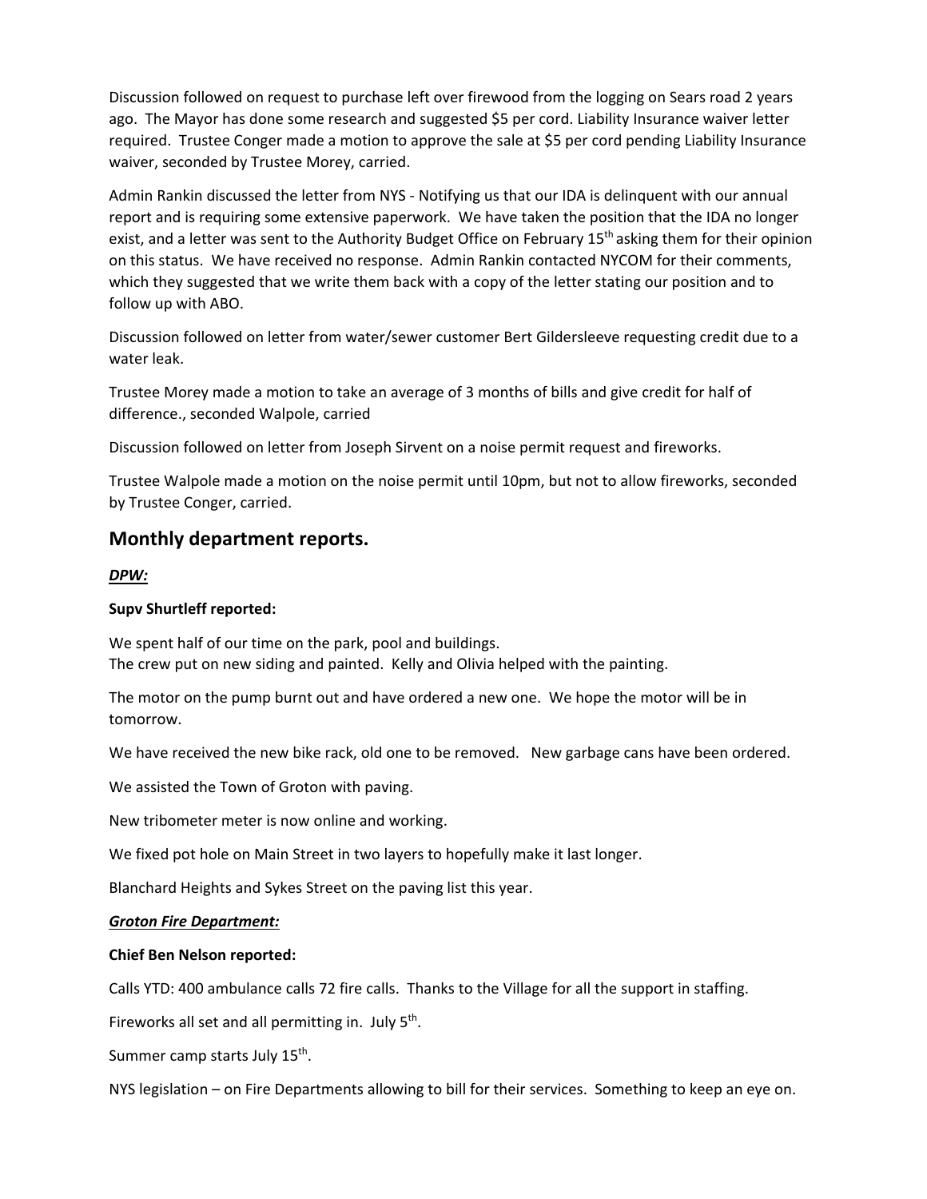Discussion followed on request to purchase left over firewood from the logging on Sears road 2 years ago. The Mayor has done some research and suggested $5 per cord. Liability Insurance waiver letter required. Trustee Conger made a motion to approve the sale at $5 per cord pending Liability Insurance waiver, seconded by Trustee Morey, carried.

Admin Rankin discussed the letter from NYS - Notifying us that our IDA is delinquent with our annual report and is requiring some extensive paperwork. We have taken the position that the IDA no longer exist, and a letter was sent to the Authority Budget Office on February 15th asking them for their opinion on this status. We have received no response. Admin Rankin contacted NYCOM for their comments, which they suggested that we write them back with a copy of the letter stating our position and to follow up with ABO.

Discussion followed on letter from water/sewer customer Bert Gildersleeve requesting credit due to a water leak.

Trustee Morey made a motion to take an average of 3 months of bills and give credit for half of difference., seconded Walpole, carried

Discussion followed on letter from Joseph Sirvent on a noise permit request and fireworks.

Trustee Walpole made a motion on the noise permit until 10pm, but not to allow fireworks, seconded by Trustee Conger, carried.

## Monthly department reports.

***DPW:***

**Supv Shurtleff reported:**

We spent half of our time on the park, pool and buildings.
The crew put on new siding and painted. Kelly and Olivia helped with the painting.

The motor on the pump burnt out and have ordered a new one. We hope the motor will be in tomorrow.

We have received the new bike rack, old one to be removed. New garbage cans have been ordered.

We assisted the Town of Groton with paving.

New tribometer meter is now online and working.

We fixed pot hole on Main Street in two layers to hopefully make it last longer.

Blanchard Heights and Sykes Street on the paving list this year.

***Groton Fire Department:***

**Chief Ben Nelson reported:**

Calls YTD: 400 ambulance calls 72 fire calls. Thanks to the Village for all the support in staffing.

Fireworks all set and all permitting in. July 5th.

Summer camp starts July 15th.

NYS legislation – on Fire Departments allowing to bill for their services. Something to keep an eye on.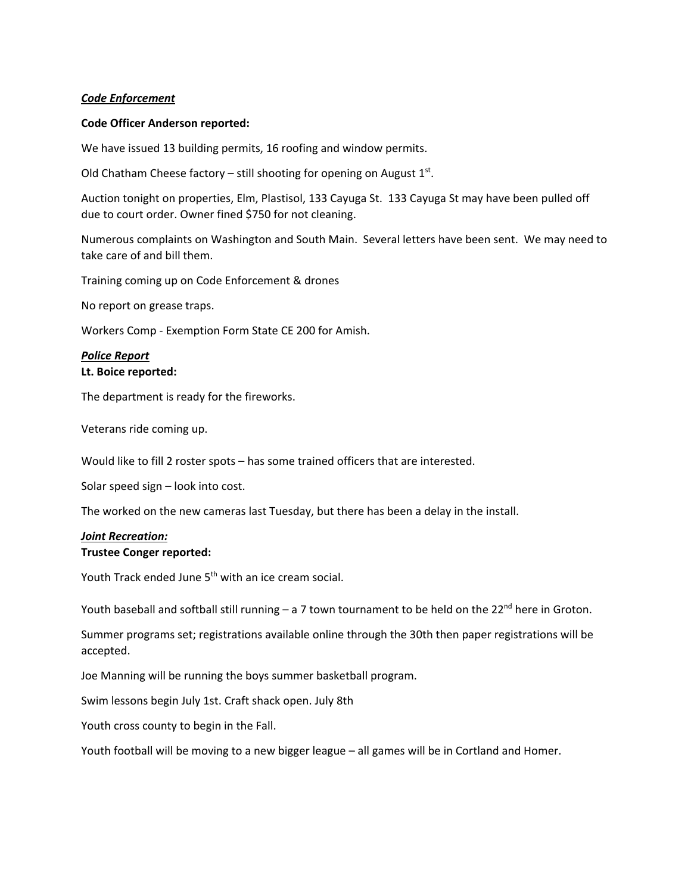***Code Enforcement***

**Code Officer Anderson reported:**

We have issued 13 building permits, 16 roofing and window permits.

Old Chatham Cheese factory – still shooting for opening on August 1st.

Auction tonight on properties, Elm, Plastisol, 133 Cayuga St. 133 Cayuga St may have been pulled off due to court order. Owner fined $750 for not cleaning.

Numerous complaints on Washington and South Main. Several letters have been sent. We may need to take care of and bill them.

Training coming up on Code Enforcement & drones

No report on grease traps.

Workers Comp - Exemption Form State CE 200 for Amish.

***Police Report***

**Lt. Boice reported:**

The department is ready for the fireworks.

Veterans ride coming up.

Would like to fill 2 roster spots – has some trained officers that are interested.

Solar speed sign – look into cost.

The worked on the new cameras last Tuesday, but there has been a delay in the install.

***Joint Recreation:***

**Trustee Conger reported:**

Youth Track ended June 5th with an ice cream social.

Youth baseball and softball still running – a 7 town tournament to be held on the 22nd here in Groton.

Summer programs set; registrations available online through the 30th then paper registrations will be accepted.

Joe Manning will be running the boys summer basketball program.

Swim lessons begin July 1st. Craft shack open. July 8th

Youth cross county to begin in the Fall.

Youth football will be moving to a new bigger league – all games will be in Cortland and Homer.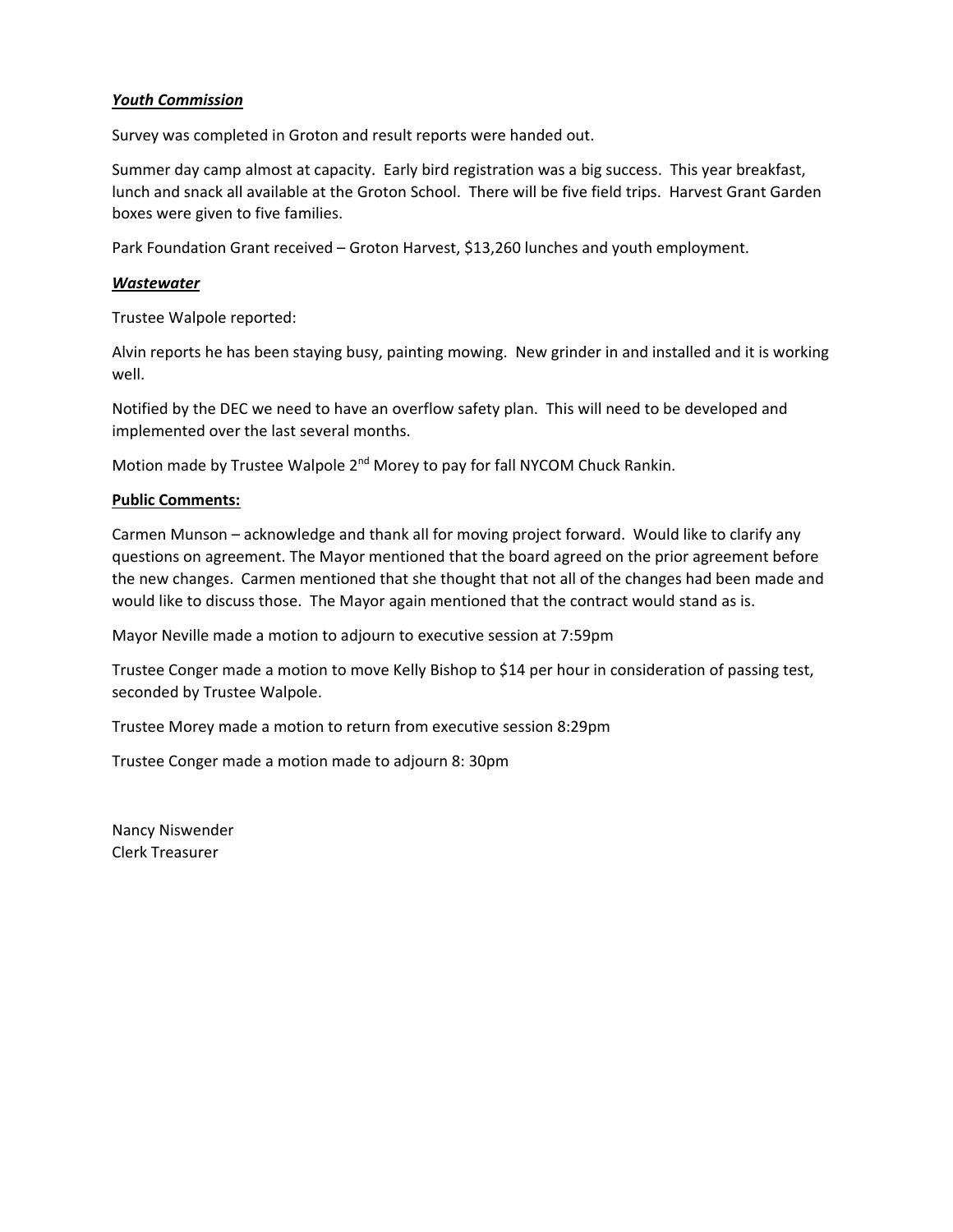***Youth Commission***

Survey was completed in Groton and result reports were handed out.

Summer day camp almost at capacity. Early bird registration was a big success. This year breakfast, lunch and snack all available at the Groton School. There will be five field trips. Harvest Grant Garden boxes were given to five families.

Park Foundation Grant received – Groton Harvest, $13,260 lunches and youth employment.

***Wastewater***

Trustee Walpole reported:

Alvin reports he has been staying busy, painting mowing. New grinder in and installed and it is working well.

Notified by the DEC we need to have an overflow safety plan. This will need to be developed and implemented over the last several months.

Motion made by Trustee Walpole 2nd Morey to pay for fall NYCOM Chuck Rankin.

**Public Comments:**

Carmen Munson – acknowledge and thank all for moving project forward. Would like to clarify any questions on agreement. The Mayor mentioned that the board agreed on the prior agreement before the new changes. Carmen mentioned that she thought that not all of the changes had been made and would like to discuss those. The Mayor again mentioned that the contract would stand as is.

Mayor Neville made a motion to adjourn to executive session at 7:59pm

Trustee Conger made a motion to move Kelly Bishop to $14 per hour in consideration of passing test, seconded by Trustee Walpole.

Trustee Morey made a motion to return from executive session 8:29pm

Trustee Conger made a motion made to adjourn 8: 30pm

Nancy Niswender
Clerk Treasurer